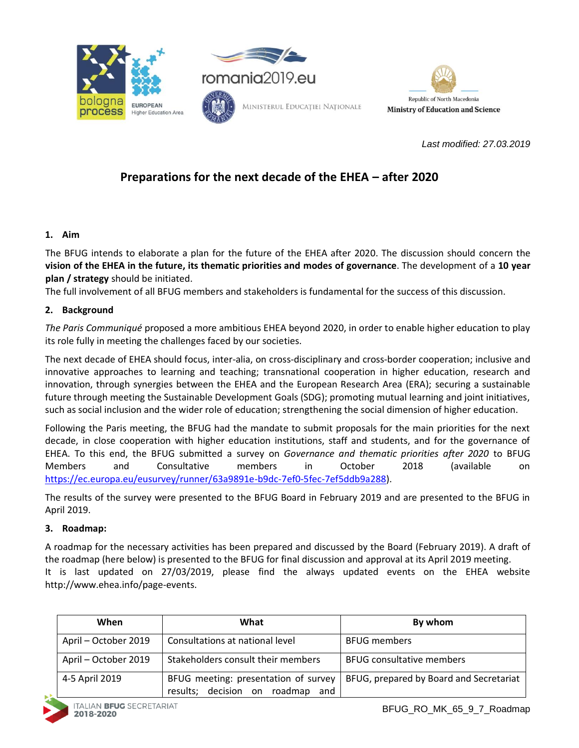Last modified: 27.03.2019

# Preparations for the next decade of the EHEA – after 2020

## 1. Aim

The BFUG intends to elaborate a plan for the future of the EHEA after 2020. The discussion should concern the **vision of the EHEA in the future, its thematic priorities and modes of governance**. The development of a **10 year plan / strategy** should be initiated.

The full involvement of all BFUG members and stakeholders is fundamental for the success of this discussion.

## 2. Background

*The Paris Communiqué* proposed a more ambitious EHEA beyond 2020, in order to enable higher education to play its role fully in meeting the challenges faced by our societies.

The next decade of EHEA should focus, inter-alia, on cross-disciplinary and cross-border cooperation; inclusive and innovative approaches to learning and teaching; transnational cooperation in higher education, research and innovation, through synergies between the EHEA and the European Research Area (ERA); securing a sustainable future through meeting the Sustainable Development Goals (SDG); promoting mutual learning and joint initiatives, such as social inclusion and the wider role of education; strengthening the social dimension of higher education.

Following the Paris meeting, the BFUG had the mandate to submit proposals for the main priorities for the next decade, in close cooperation with higher education institutions, staff and students, and for the governance of EHEA. To this end, the BFUG submitted a survey on *Governance and thematic priorities after 2020* to BFUG Members and Consultative members in October 2018 (available on https://ec.europa.eu/eusurvey/runner/63a9891e-b9dc-7ef0-5fec-7ef5ddb9a288).

The results of the survey were presented to the BFUG Board in February 2019 and are presented to the BFUG in April 2019.

## 3. Roadmap:

A roadmap for the necessary activities has been prepared and discussed by the Board (February 2019). A draft of the roadmap (here below) is presented to the BFUG for final discussion and approval at its April 2019 meeting.
It is last updated on 27/03/2019, please find the always updated events on the EHEA website http://www.ehea.info/page-events.

| When | What | By whom |
|---|---|---|
| April – October 2019 | Consultations at national level | BFUG members |
| April – October 2019 | Stakeholders consult their members | BFUG consultative members |
| 4-5 April 2019 | BFUG meeting: presentation of survey results; decision on roadmap and | BFUG, prepared by Board and Secretariat |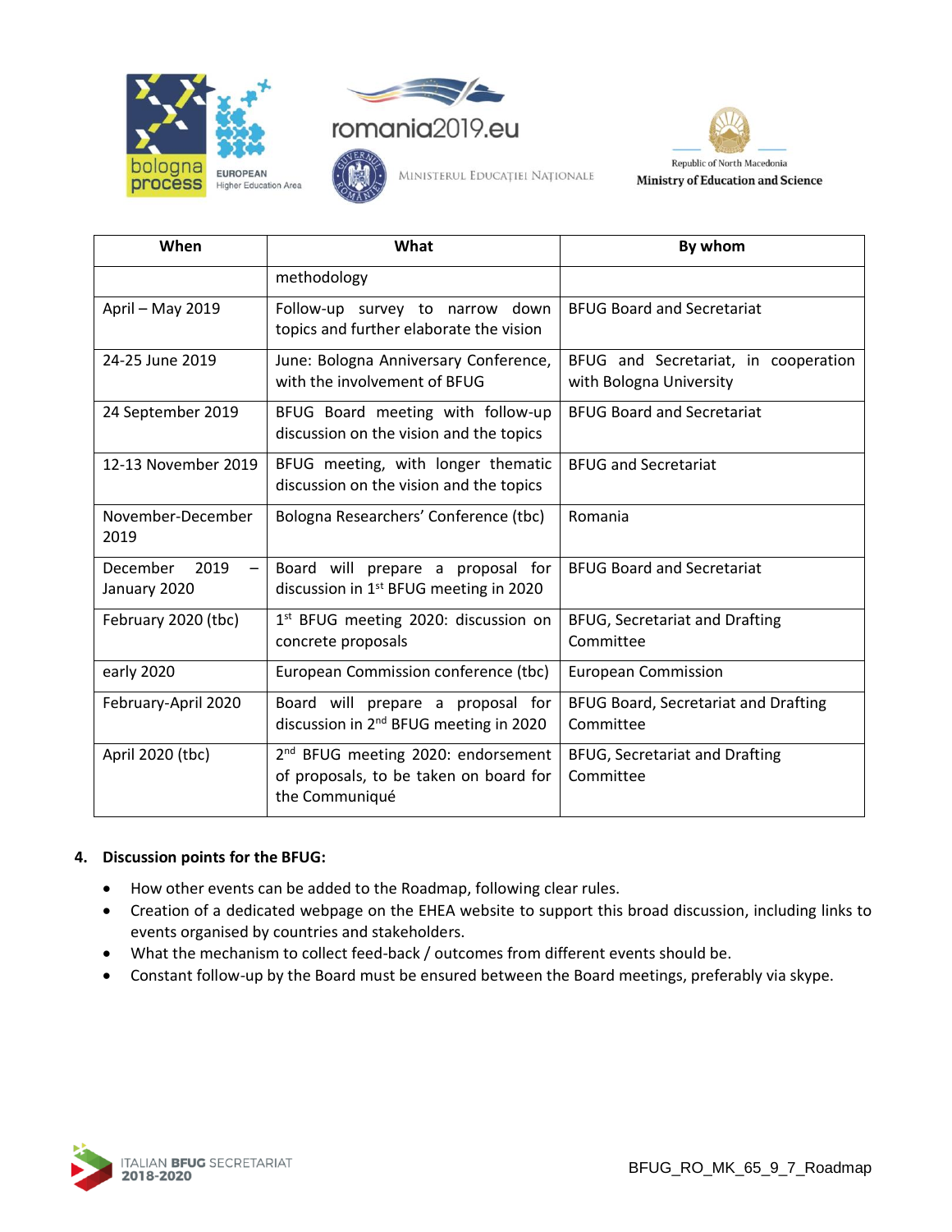| When | What | By whom |
|---|---|---|
| | methodology | |
| April – May 2019 | Follow-up survey to narrow down topics and further elaborate the vision | BFUG Board and Secretariat |
| 24-25 June 2019 | June: Bologna Anniversary Conference, with the involvement of BFUG | BFUG and Secretariat, in cooperation with Bologna University |
| 24 September 2019 | BFUG Board meeting with follow-up discussion on the vision and the topics | BFUG Board and Secretariat |
| 12-13 November 2019 | BFUG meeting, with longer thematic discussion on the vision and the topics | BFUG and Secretariat |
| November-December 2019 | Bologna Researchers' Conference (tbc) | Romania |
| December 2019 – January 2020 | Board will prepare a proposal for discussion in 1st BFUG meeting in 2020 | BFUG Board and Secretariat |
| February 2020 (tbc) | 1st BFUG meeting 2020: discussion on concrete proposals | BFUG, Secretariat and Drafting Committee |
| early 2020 | European Commission conference (tbc) | European Commission |
| February-April 2020 | Board will prepare a proposal for discussion in 2nd BFUG meeting in 2020 | BFUG Board, Secretariat and Drafting Committee |
| April 2020 (tbc) | 2nd BFUG meeting 2020: endorsement of proposals, to be taken on board for the Communiqué | BFUG, Secretariat and Drafting Committee |

## 4. Discussion points for the BFUG:

- How other events can be added to the Roadmap, following clear rules.
- Creation of a dedicated webpage on the EHEA website to support this broad discussion, including links to events organised by countries and stakeholders.
- What the mechanism to collect feed-back / outcomes from different events should be.
- Constant follow-up by the Board must be ensured between the Board meetings, preferably via skype.